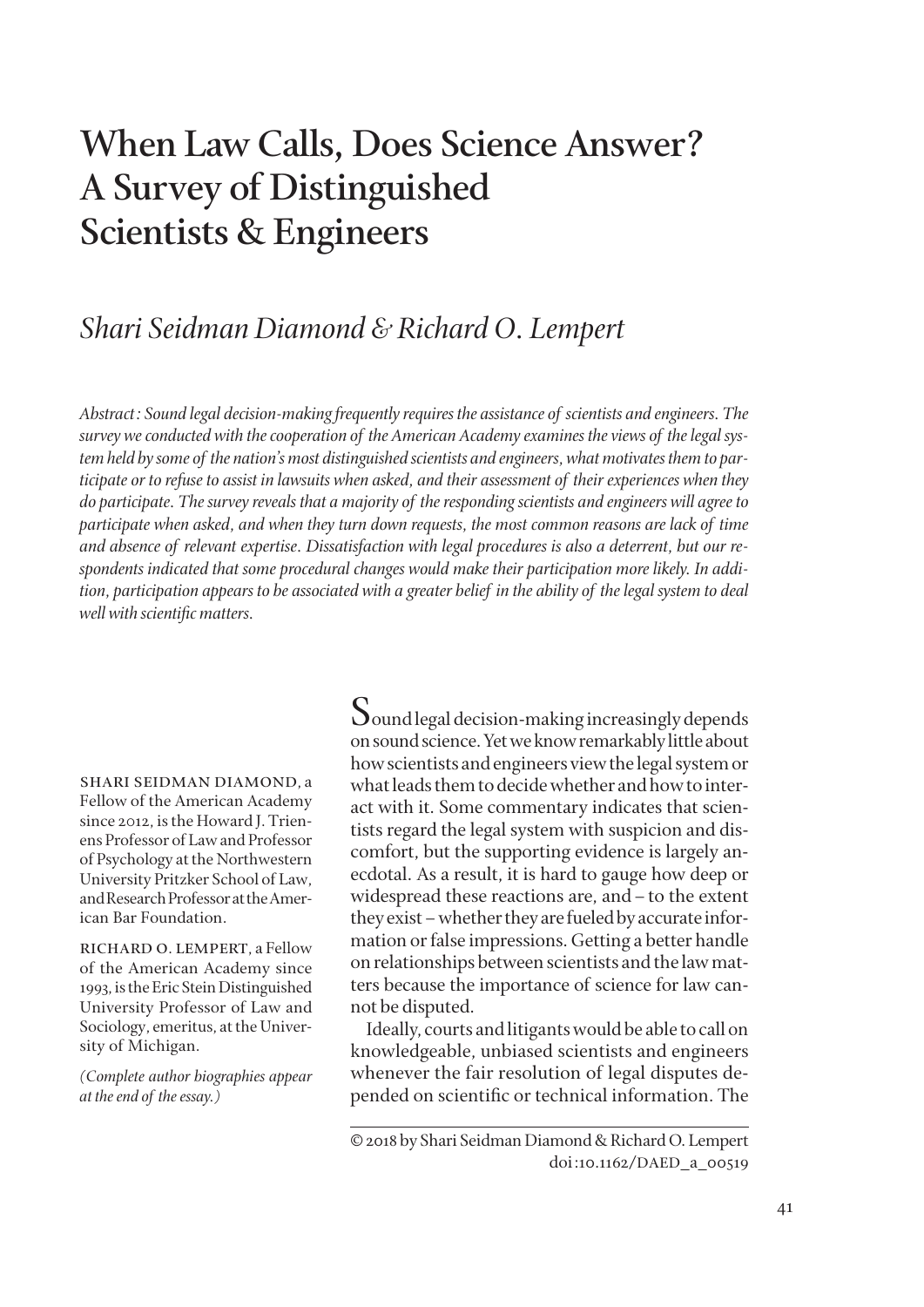# When Law Calls, Does Science Answer? A Survey of Distinguished Scientists & Engineers

## *Shari Seidman Diamond & Richard O. Lempert*

*Abstract: Sound legal decision-making frequently requires the assistance of scientists and engineers. The survey we conducted with the cooperation of the American Academy examines the views of the legal system held by some of the nation's most distinguished scientists and engineers, what motivates them to participate or to refuse to assist in lawsuits when asked, and their assessment of their experiences when they do participate. The survey reveals that a majority of the responding scientists and engineers will agree to participate when asked, and when they turn down requests, the most common reasons are lack of time and absence of relevant expertise. Dissatisfaction with legal procedures is also a deterrent, but our respondents indicated that some procedural changes would make their participation more likely. In addition, participation appears to be associated with a greater belief in the ability of the legal system to deal well with scientific matters.*

SHARI SEIDMAN DIAMOND, a Fellow of the American Academy since 2012, is the Howard J. Trienens Professor of Law and Professor of Psychology at the Northwestern University Pritzker School of Law, and Research Professor at the American Bar Foundation.

RICHARD O. LEMPERT, a Fellow of the American Academy since 1993, is the Eric Stein Distinguished University Professor of Law and Sociology, emeritus, at the University of Michigan.

*(Complete author biographies appear at the end of the essay.)*

Sound legal decision-making increasingly depends on sound science. Yet we know remarkably little about how scientists and engineers view the legal system or what leads them to decide whether and how to interact with it. Some commentary indicates that scientists regard the legal system with suspicion and discomfort, but the supporting evidence is largely anecdotal. As a result, it is hard to gauge how deep or widespread these reactions are, and – to the extent they exist – whether they are fueled by accurate information or false impressions. Getting a better handle on relationships between scientists and the law matters because the importance of science for law cannot be disputed.

Ideally, courts and litigants would be able to call on knowledgeable, unbiased scientists and engineers whenever the fair resolution of legal disputes depended on scientific or technical information. The

© 2018 by Shari Seidman Diamond & Richard O. Lempert
doi:10.1162/DAED_a_00519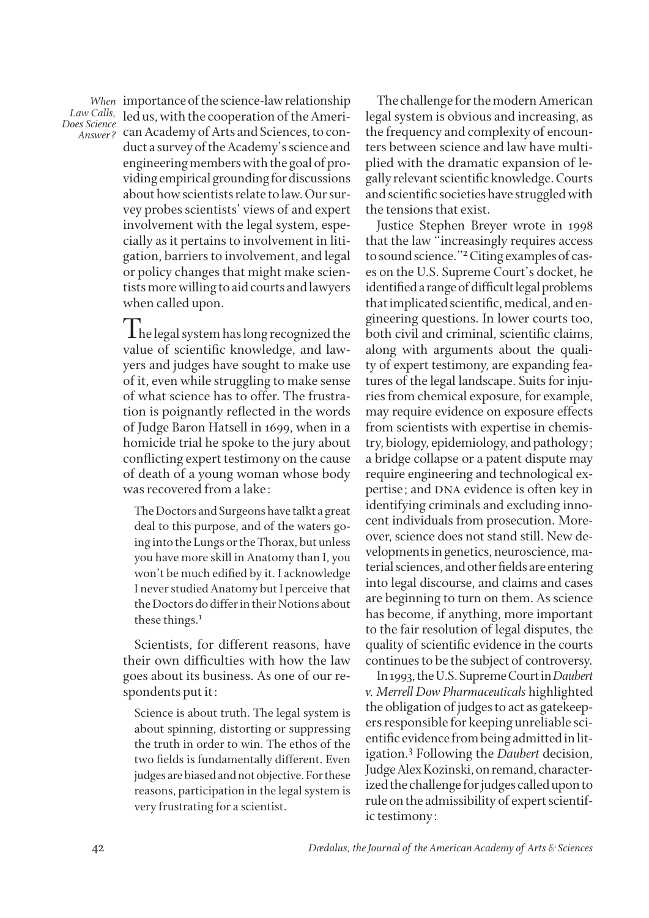importance of the science-law relationship led us, with the cooperation of the American Academy of Arts and Sciences, to conduct a survey of the Academy's science and engineering members with the goal of providing empirical grounding for discussions about how scientists relate to law. Our survey probes scientists' views of and expert involvement with the legal system, especially as it pertains to involvement in litigation, barriers to involvement, and legal or policy changes that might make scientists more willing to aid courts and lawyers when called upon.

The legal system has long recognized the value of scientific knowledge, and lawyers and judges have sought to make use of it, even while struggling to make sense of what science has to offer. The frustration is poignantly reflected in the words of Judge Baron Hatsell in 1699, when in a homicide trial he spoke to the jury about conflicting expert testimony on the cause of death of a young woman whose body was recovered from a lake:

> The Doctors and Surgeons have talkt a great deal to this purpose, and of the waters going into the Lungs or the Thorax, but unless you have more skill in Anatomy than I, you won't be much edified by it. I acknowledge I never studied Anatomy but I perceive that the Doctors do differ in their Notions about these things.[1]

Scientists, for different reasons, have their own difficulties with how the law goes about its business. As one of our respondents put it:

> Science is about truth. The legal system is about spinning, distorting or suppressing the truth in order to win. The ethos of the two fields is fundamentally different. Even judges are biased and not objective. For these reasons, participation in the legal system is very frustrating for a scientist.

The challenge for the modern American legal system is obvious and increasing, as the frequency and complexity of encounters between science and law have multiplied with the dramatic expansion of legally relevant scientific knowledge. Courts and scientific societies have struggled with the tensions that exist.

Justice Stephen Breyer wrote in 1998 that the law "increasingly requires access to sound science."[2] Citing examples of cases on the U.S. Supreme Court's docket, he identified a range of difficult legal problems that implicated scientific, medical, and engineering questions. In lower courts too, both civil and criminal, scientific claims, along with arguments about the quality of expert testimony, are expanding features of the legal landscape. Suits for injuries from chemical exposure, for example, may require evidence on exposure effects from scientists with expertise in chemistry, biology, epidemiology, and pathology; a bridge collapse or a patent dispute may require engineering and technological expertise; and DNA evidence is often key in identifying criminals and excluding innocent individuals from prosecution. Moreover, science does not stand still. New developments in genetics, neuroscience, material sciences, and other fields are entering into legal discourse, and claims and cases are beginning to turn on them. As science has become, if anything, more important to the fair resolution of legal disputes, the quality of scientific evidence in the courts continues to be the subject of controversy.

In 1993, the U.S. Supreme Court in *Daubert v. Merrell Dow Pharmaceuticals* highlighted the obligation of judges to act as gatekeepers responsible for keeping unreliable scientific evidence from being admitted in litigation.[3] Following the *Daubert* decision, Judge Alex Kozinski, on remand, characterized the challenge for judges called upon to rule on the admissibility of expert scientific testimony: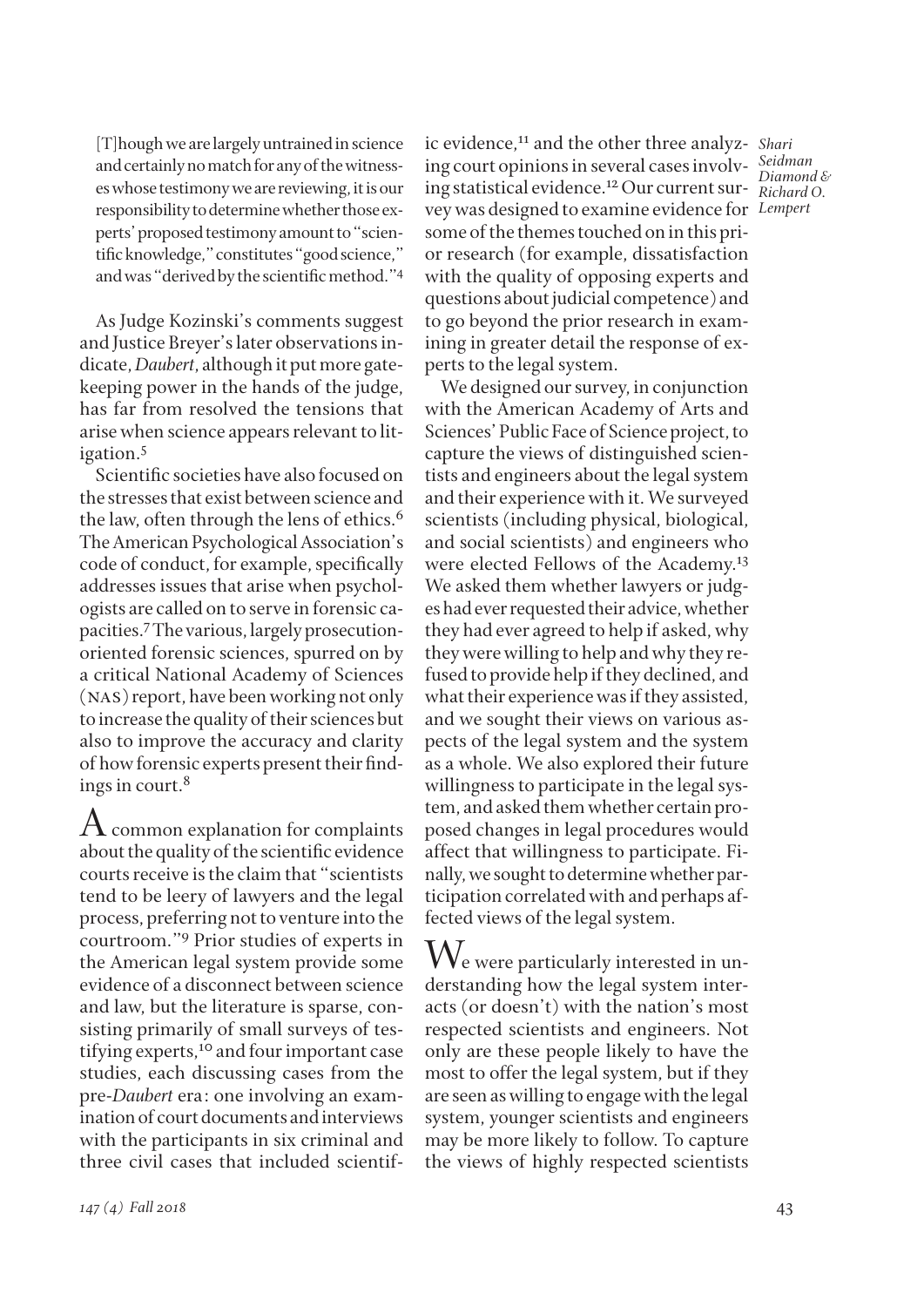> [T]hough we are largely untrained in science and certainly no match for any of the witnesses whose testimony we are reviewing, it is our responsibility to determine whether those experts' proposed testimony amount to "scientific knowledge," constitutes "good science," and was "derived by the scientific method."[4]

As Judge Kozinski's comments suggest and Justice Breyer's later observations indicate, *Daubert*, although it put more gatekeeping power in the hands of the judge, has far from resolved the tensions that arise when science appears relevant to litigation.[5]

Scientific societies have also focused on the stresses that exist between science and the law, often through the lens of ethics.[6] The American Psychological Association's code of conduct, for example, specifically addresses issues that arise when psychologists are called on to serve in forensic capacities.[7] The various, largely prosecution-oriented forensic sciences, spurred on by a critical National Academy of Sciences (NAS) report, have been working not only to increase the quality of their sciences but also to improve the accuracy and clarity of how forensic experts present their findings in court.[8]

A common explanation for complaints about the quality of the scientific evidence courts receive is the claim that "scientists tend to be leery of lawyers and the legal process, preferring not to venture into the courtroom."[9] Prior studies of experts in the American legal system provide some evidence of a disconnect between science and law, but the literature is sparse, consisting primarily of small surveys of testifying experts,[10] and four important case studies, each discussing cases from the pre-*Daubert* era: one involving an examination of court documents and interviews with the participants in six criminal and three civil cases that included scientific evidence,[11] and the other three analyzing court opinions in several cases involving statistical evidence.[12] Our current survey was designed to examine evidence for some of the themes touched on in this prior research (for example, dissatisfaction with the quality of opposing experts and questions about judicial competence) and to go beyond the prior research in examining in greater detail the response of experts to the legal system.

We designed our survey, in conjunction with the American Academy of Arts and Sciences' Public Face of Science project, to capture the views of distinguished scientists and engineers about the legal system and their experience with it. We surveyed scientists (including physical, biological, and social scientists) and engineers who were elected Fellows of the Academy.[13] We asked them whether lawyers or judges had ever requested their advice, whether they had ever agreed to help if asked, why they were willing to help and why they refused to provide help if they declined, and what their experience was if they assisted, and we sought their views on various aspects of the legal system and the system as a whole. We also explored their future willingness to participate in the legal system, and asked them whether certain proposed changes in legal procedures would affect that willingness to participate. Finally, we sought to determine whether participation correlated with and perhaps affected views of the legal system.

We were particularly interested in understanding how the legal system interacts (or doesn't) with the nation's most respected scientists and engineers. Not only are these people likely to have the most to offer the legal system, but if they are seen as willing to engage with the legal system, younger scientists and engineers may be more likely to follow. To capture the views of highly respected scientists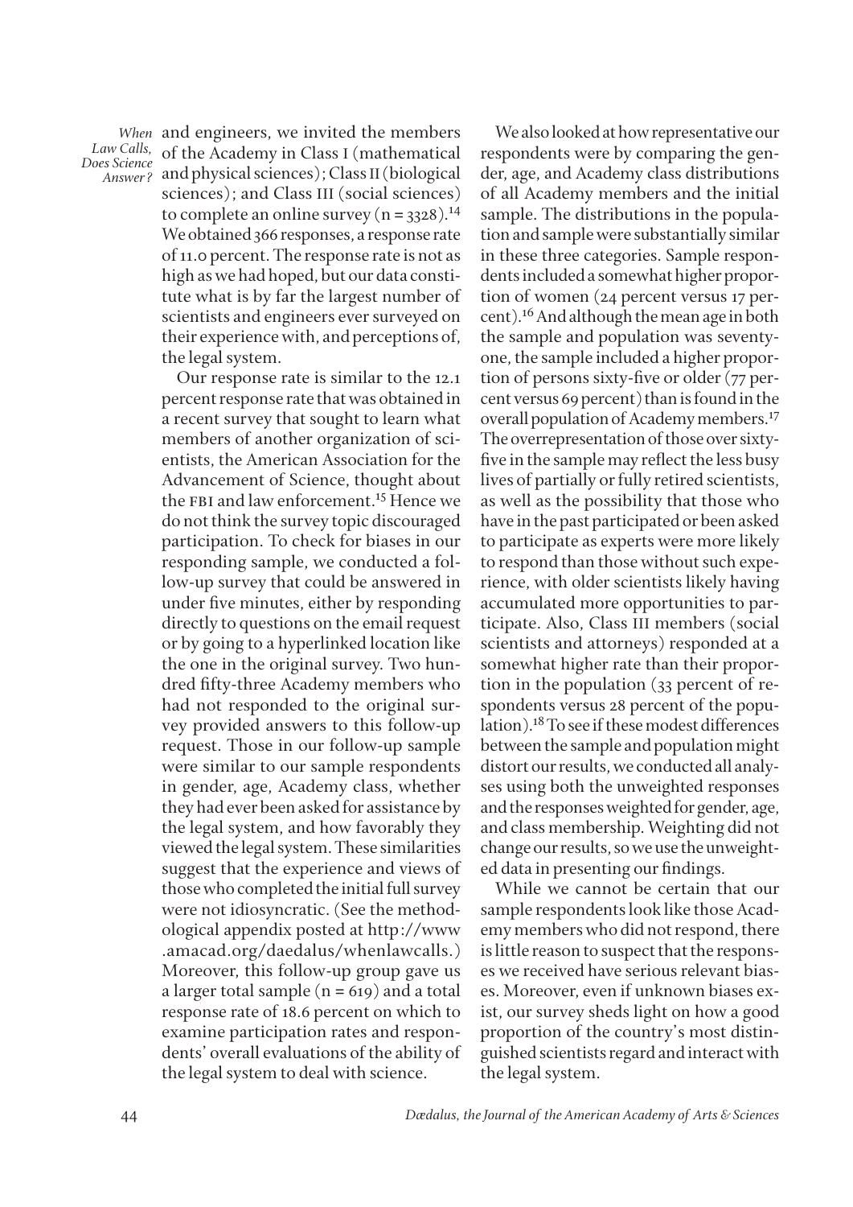and engineers, we invited the members of the Academy in Class I (mathematical and physical sciences); Class II (biological sciences); and Class III (social sciences) to complete an online survey (n = 3328).[14] We obtained 366 responses, a response rate of 11.0 percent. The response rate is not as high as we had hoped, but our data constitute what is by far the largest number of scientists and engineers ever surveyed on their experience with, and perceptions of, the legal system.

Our response rate is similar to the 12.1 percent response rate that was obtained in a recent survey that sought to learn what members of another organization of scientists, the American Association for the Advancement of Science, thought about the FBI and law enforcement.[15] Hence we do not think the survey topic discouraged participation. To check for biases in our responding sample, we conducted a follow-up survey that could be answered in under five minutes, either by responding directly to questions on the email request or by going to a hyperlinked location like the one in the original survey. Two hundred fifty-three Academy members who had not responded to the original survey provided answers to this follow-up request. Those in our follow-up sample were similar to our sample respondents in gender, age, Academy class, whether they had ever been asked for assistance by the legal system, and how favorably they viewed the legal system. These similarities suggest that the experience and views of those who completed the initial full survey were not idiosyncratic. (See the methodological appendix posted at http://www.amacad.org/daedalus/whenlawcalls.) Moreover, this follow-up group gave us a larger total sample (n = 619) and a total response rate of 18.6 percent on which to examine participation rates and respondents' overall evaluations of the ability of the legal system to deal with science.

We also looked at how representative our respondents were by comparing the gender, age, and Academy class distributions of all Academy members and the initial sample. The distributions in the population and sample were substantially similar in these three categories. Sample respondents included a somewhat higher proportion of women (24 percent versus 17 percent).[16] And although the mean age in both the sample and population was seventy-one, the sample included a higher proportion of persons sixty-five or older (77 percent versus 69 percent) than is found in the overall population of Academy members.[17] The overrepresentation of those over sixty-five in the sample may reflect the less busy lives of partially or fully retired scientists, as well as the possibility that those who have in the past participated or been asked to participate as experts were more likely to respond than those without such experience, with older scientists likely having accumulated more opportunities to participate. Also, Class III members (social scientists and attorneys) responded at a somewhat higher rate than their proportion in the population (33 percent of respondents versus 28 percent of the population).[18] To see if these modest differences between the sample and population might distort our results, we conducted all analyses using both the unweighted responses and the responses weighted for gender, age, and class membership. Weighting did not change our results, so we use the unweighted data in presenting our findings.

While we cannot be certain that our sample respondents look like those Academy members who did not respond, there is little reason to suspect that the responses we received have serious relevant biases. Moreover, even if unknown biases exist, our survey sheds light on how a good proportion of the country's most distinguished scientists regard and interact with the legal system.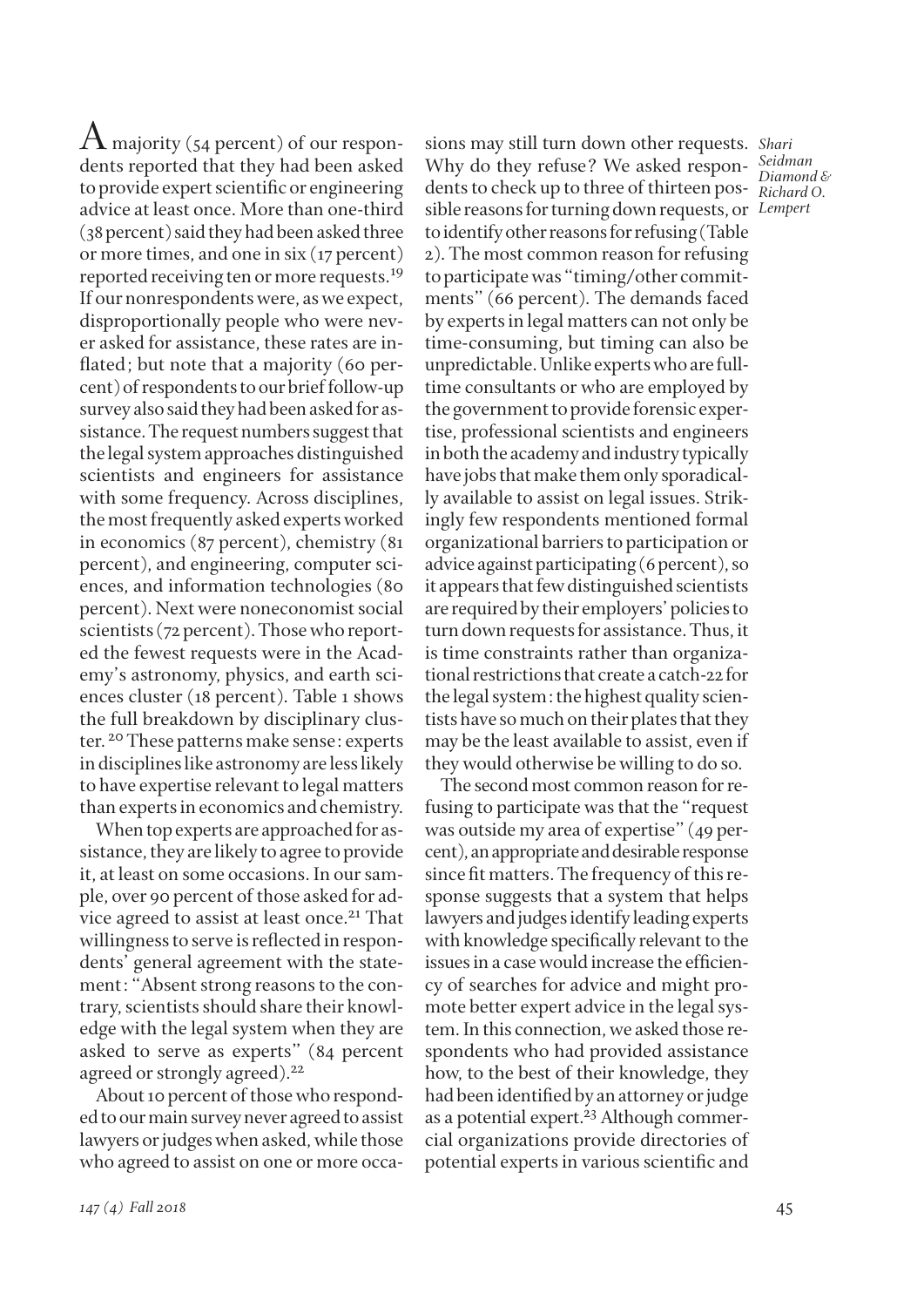A majority (54 percent) of our respondents reported that they had been asked to provide expert scientific or engineering advice at least once. More than one-third (38 percent) said they had been asked three or more times, and one in six (17 percent) reported receiving ten or more requests.[19] If our nonrespondents were, as we expect, disproportionally people who were never asked for assistance, these rates are inflated; but note that a majority (60 percent) of respondents to our brief follow-up survey also said they had been asked for assistance. The request numbers suggest that the legal system approaches distinguished scientists and engineers for assistance with some frequency. Across disciplines, the most frequently asked experts worked in economics (87 percent), chemistry (81 percent), and engineering, computer sciences, and information technologies (80 percent). Next were noneconomist social scientists (72 percent). Those who reported the fewest requests were in the Academy's astronomy, physics, and earth sciences cluster (18 percent). Table 1 shows the full breakdown by disciplinary cluster.[20] These patterns make sense: experts in disciplines like astronomy are less likely to have expertise relevant to legal matters than experts in economics and chemistry.

When top experts are approached for assistance, they are likely to agree to provide it, at least on some occasions. In our sample, over 90 percent of those asked for advice agreed to assist at least once.[21] That willingness to serve is reflected in respondents' general agreement with the statement: "Absent strong reasons to the contrary, scientists should share their knowledge with the legal system when they are asked to serve as experts" (84 percent agreed or strongly agreed).[22]

About 10 percent of those who responded to our main survey never agreed to assist lawyers or judges when asked, while those who agreed to assist on one or more occasions may still turn down other requests. Why do they refuse? We asked respondents to check up to three of thirteen possible reasons for turning down requests, or to identify other reasons for refusing (Table 2). The most common reason for refusing to participate was "timing/other commitments" (66 percent). The demands faced by experts in legal matters can not only be time-consuming, but timing can also be unpredictable. Unlike experts who are full-time consultants or who are employed by the government to provide forensic expertise, professional scientists and engineers in both the academy and industry typically have jobs that make them only sporadically available to assist on legal issues. Strikingly few respondents mentioned formal organizational barriers to participation or advice against participating (6 percent), so it appears that few distinguished scientists are required by their employers' policies to turn down requests for assistance. Thus, it is time constraints rather than organizational restrictions that create a catch-22 for the legal system: the highest quality scientists have so much on their plates that they may be the least available to assist, even if they would otherwise be willing to do so.

The second most common reason for refusing to participate was that the "request was outside my area of expertise" (49 percent), an appropriate and desirable response since fit matters. The frequency of this response suggests that a system that helps lawyers and judges identify leading experts with knowledge specifically relevant to the issues in a case would increase the efficiency of searches for advice and might promote better expert advice in the legal system. In this connection, we asked those respondents who had provided assistance how, to the best of their knowledge, they had been identified by an attorney or judge as a potential expert.[23] Although commercial organizations provide directories of potential experts in various scientific and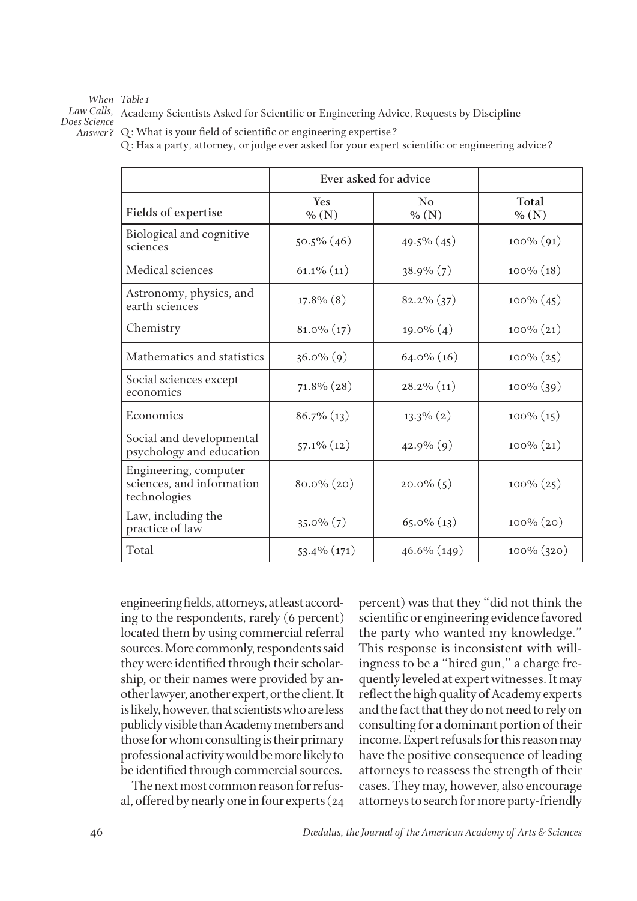*Table 1*

Academy Scientists Asked for Scientific or Engineering Advice, Requests by Discipline

Q: What is your field of scientific or engineering expertise?

Q: Has a party, attorney, or judge ever asked for your expert scientific or engineering advice?

| | Ever asked for advice | | |
|---|---|---|---|
| Fields of expertise | Yes % (N) | No % (N) | Total % (N) |
| Biological and cognitive sciences | 50.5% (46) | 49.5% (45) | 100% (91) |
| Medical sciences | 61.1% (11) | 38.9% (7) | 100% (18) |
| Astronomy, physics, and earth sciences | 17.8% (8) | 82.2% (37) | 100% (45) |
| Chemistry | 81.0% (17) | 19.0% (4) | 100% (21) |
| Mathematics and statistics | 36.0% (9) | 64.0% (16) | 100% (25) |
| Social sciences except economics | 71.8% (28) | 28.2% (11) | 100% (39) |
| Economics | 86.7% (13) | 13.3% (2) | 100% (15) |
| Social and developmental psychology and education | 57.1% (12) | 42.9% (9) | 100% (21) |
| Engineering, computer sciences, and information technologies | 80.0% (20) | 20.0% (5) | 100% (25) |
| Law, including the practice of law | 35.0% (7) | 65.0% (13) | 100% (20) |
| Total | 53.4% (171) | 46.6% (149) | 100% (320) |

engineering fields, attorneys, at least according to the respondents, rarely (6 percent) located them by using commercial referral sources. More commonly, respondents said they were identified through their scholarship, or their names were provided by another lawyer, another expert, or the client. It is likely, however, that scientists who are less publicly visible than Academy members and those for whom consulting is their primary professional activity would be more likely to be identified through commercial sources.

The next most common reason for refusal, offered by nearly one in four experts (24 percent) was that they "did not think the scientific or engineering evidence favored the party who wanted my knowledge." This response is inconsistent with willingness to be a "hired gun," a charge frequently leveled at expert witnesses. It may reflect the high quality of Academy experts and the fact that they do not need to rely on consulting for a dominant portion of their income. Expert refusals for this reason may have the positive consequence of leading attorneys to reassess the strength of their cases. They may, however, also encourage attorneys to search for more party-friendly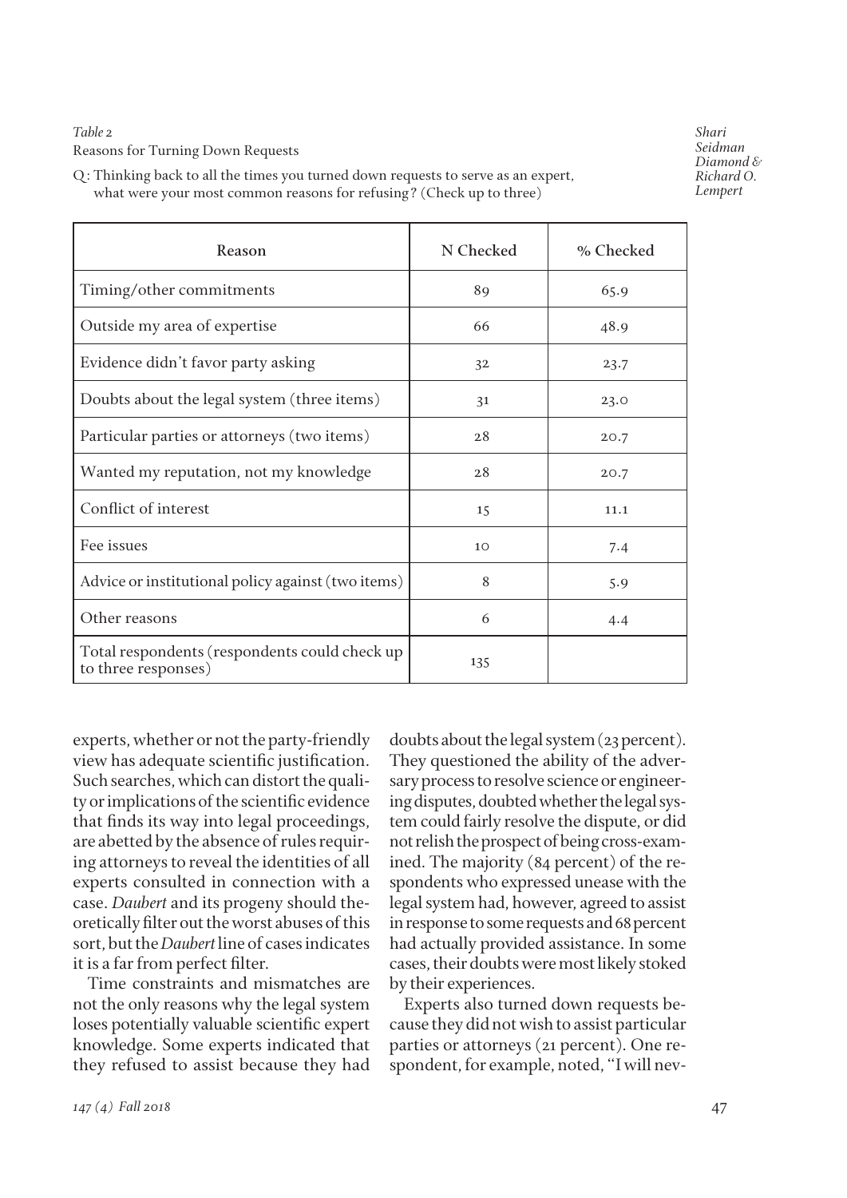*Table 2*
Reasons for Turning Down Requests

Q: Thinking back to all the times you turned down requests to serve as an expert, what were your most common reasons for refusing? (Check up to three)

| Reason | N Checked | % Checked |
|---|---|---|
| Timing/other commitments | 89 | 65.9 |
| Outside my area of expertise | 66 | 48.9 |
| Evidence didn't favor party asking | 32 | 23.7 |
| Doubts about the legal system (three items) | 31 | 23.0 |
| Particular parties or attorneys (two items) | 28 | 20.7 |
| Wanted my reputation, not my knowledge | 28 | 20.7 |
| Conflict of interest | 15 | 11.1 |
| Fee issues | 10 | 7.4 |
| Advice or institutional policy against (two items) | 8 | 5.9 |
| Other reasons | 6 | 4.4 |
| Total respondents (respondents could check up to three responses) | 135 | |

experts, whether or not the party-friendly view has adequate scientific justification. Such searches, which can distort the quality or implications of the scientific evidence that finds its way into legal proceedings, are abetted by the absence of rules requiring attorneys to reveal the identities of all experts consulted in connection with a case. *Daubert* and its progeny should theoretically filter out the worst abuses of this sort, but the *Daubert* line of cases indicates it is a far from perfect filter.

Time constraints and mismatches are not the only reasons why the legal system loses potentially valuable scientific expert knowledge. Some experts indicated that they refused to assist because they had doubts about the legal system (23 percent). They questioned the ability of the adversary process to resolve science or engineering disputes, doubted whether the legal system could fairly resolve the dispute, or did not relish the prospect of being cross-examined. The majority (84 percent) of the respondents who expressed unease with the legal system had, however, agreed to assist in response to some requests and 68 percent had actually provided assistance. In some cases, their doubts were most likely stoked by their experiences.

Experts also turned down requests because they did not wish to assist particular parties or attorneys (21 percent). One respondent, for example, noted, "I will nev-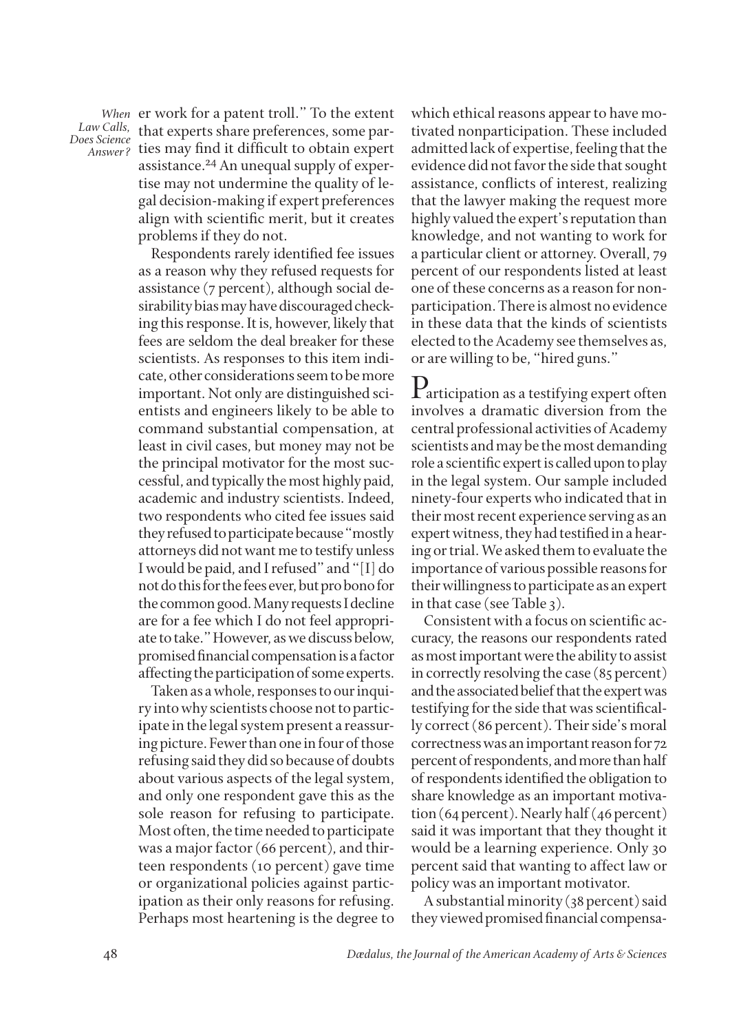er work for a patent troll." To the extent that experts share preferences, some parties may find it difficult to obtain expert assistance.[24] An unequal supply of expertise may not undermine the quality of legal decision-making if expert preferences align with scientific merit, but it creates problems if they do not.

Respondents rarely identified fee issues as a reason why they refused requests for assistance (7 percent), although social desirability bias may have discouraged checking this response. It is, however, likely that fees are seldom the deal breaker for these scientists. As responses to this item indicate, other considerations seem to be more important. Not only are distinguished scientists and engineers likely to be able to command substantial compensation, at least in civil cases, but money may not be the principal motivator for the most successful, and typically the most highly paid, academic and industry scientists. Indeed, two respondents who cited fee issues said they refused to participate because "mostly attorneys did not want me to testify unless I would be paid, and I refused" and "[I] do not do this for the fees ever, but pro bono for the common good. Many requests I decline are for a fee which I do not feel appropriate to take." However, as we discuss below, promised financial compensation is a factor affecting the participation of some experts.

Taken as a whole, responses to our inquiry into why scientists choose not to participate in the legal system present a reassuring picture. Fewer than one in four of those refusing said they did so because of doubts about various aspects of the legal system, and only one respondent gave this as the sole reason for refusing to participate. Most often, the time needed to participate was a major factor (66 percent), and thirteen respondents (10 percent) gave time or organizational policies against participation as their only reasons for refusing. Perhaps most heartening is the degree to which ethical reasons appear to have motivated nonparticipation. These included admitted lack of expertise, feeling that the evidence did not favor the side that sought assistance, conflicts of interest, realizing that the lawyer making the request more highly valued the expert's reputation than knowledge, and not wanting to work for a particular client or attorney. Overall, 79 percent of our respondents listed at least one of these concerns as a reason for nonparticipation. There is almost no evidence in these data that the kinds of scientists elected to the Academy see themselves as, or are willing to be, "hired guns."

Participation as a testifying expert often involves a dramatic diversion from the central professional activities of Academy scientists and may be the most demanding role a scientific expert is called upon to play in the legal system. Our sample included ninety-four experts who indicated that in their most recent experience serving as an expert witness, they had testified in a hearing or trial. We asked them to evaluate the importance of various possible reasons for their willingness to participate as an expert in that case (see Table 3).

Consistent with a focus on scientific accuracy, the reasons our respondents rated as most important were the ability to assist in correctly resolving the case (85 percent) and the associated belief that the expert was testifying for the side that was scientifically correct (86 percent). Their side's moral correctness was an important reason for 72 percent of respondents, and more than half of respondents identified the obligation to share knowledge as an important motivation (64 percent). Nearly half (46 percent) said it was important that they thought it would be a learning experience. Only 30 percent said that wanting to affect law or policy was an important motivator.

A substantial minority (38 percent) said they viewed promised financial compensa-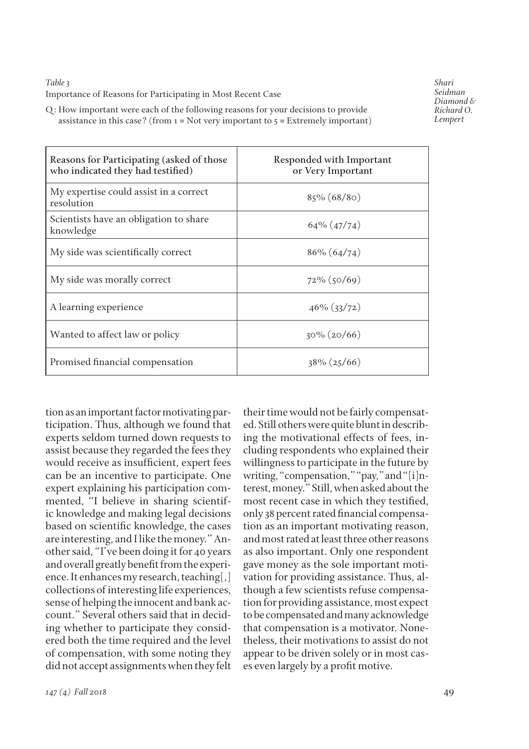*Table 3*
Importance of Reasons for Participating in Most Recent Case

Q: How important were each of the following reasons for your decisions to provide assistance in this case? (from 1 = Not very important to 5 = Extremely important)

| Reasons for Participating (asked of those who indicated they had testified) | Responded with Important or Very Important |
|---|---|
| My expertise could assist in a correct resolution | 85% (68/80) |
| Scientists have an obligation to share knowledge | 64% (47/74) |
| My side was scientifically correct | 86% (64/74) |
| My side was morally correct | 72% (50/69) |
| A learning experience | 46% (33/72) |
| Wanted to affect law or policy | 30% (20/66) |
| Promised financial compensation | 38% (25/66) |

tion as an important factor motivating participation. Thus, although we found that experts seldom turned down requests to assist because they regarded the fees they would receive as insufficient, expert fees can be an incentive to participate. One expert explaining his participation commented, "I believe in sharing scientific knowledge and making legal decisions based on scientific knowledge, the cases are interesting, and I like the money." Another said, "I've been doing it for 40 years and overall greatly benefit from the experience. It enhances my research, teaching[,] collections of interesting life experiences, sense of helping the innocent and bank account." Several others said that in deciding whether to participate they considered both the time required and the level of compensation, with some noting they did not accept assignments when they felt their time would not be fairly compensated. Still others were quite blunt in describing the motivational effects of fees, including respondents who explained their willingness to participate in the future by writing, "compensation," "pay," and "[i]nterest, money." Still, when asked about the most recent case in which they testified, only 38 percent rated financial compensation as an important motivating reason, and most rated at least three other reasons as also important. Only one respondent gave money as the sole important motivation for providing assistance. Thus, although a few scientists refuse compensation for providing assistance, most expect to be compensated and many acknowledge that compensation is a motivator. Nonetheless, their motivations to assist do not appear to be driven solely or in most cases even largely by a profit motive.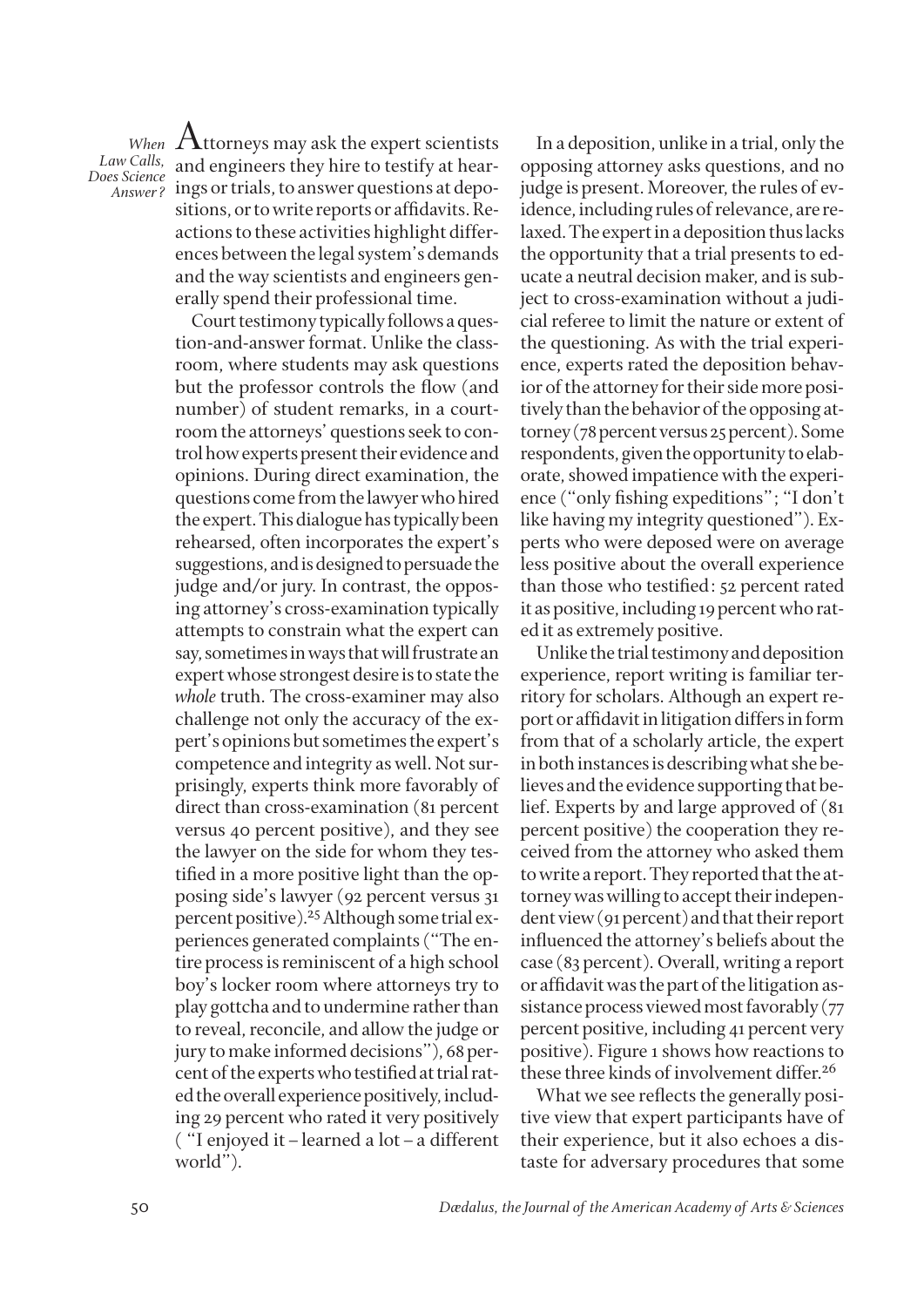Attorneys may ask the expert scientists and engineers they hire to testify at hearings or trials, to answer questions at depositions, or to write reports or affidavits. Reactions to these activities highlight differences between the legal system's demands and the way scientists and engineers generally spend their professional time.

Court testimony typically follows a question-and-answer format. Unlike the classroom, where students may ask questions but the professor controls the flow (and number) of student remarks, in a courtroom the attorneys' questions seek to control how experts present their evidence and opinions. During direct examination, the questions come from the lawyer who hired the expert. This dialogue has typically been rehearsed, often incorporates the expert's suggestions, and is designed to persuade the judge and/or jury. In contrast, the opposing attorney's cross-examination typically attempts to constrain what the expert can say, sometimes in ways that will frustrate an expert whose strongest desire is to state the *whole* truth. The cross-examiner may also challenge not only the accuracy of the expert's opinions but sometimes the expert's competence and integrity as well. Not surprisingly, experts think more favorably of direct than cross-examination (81 percent versus 40 percent positive), and they see the lawyer on the side for whom they testified in a more positive light than the opposing side's lawyer (92 percent versus 31 percent positive).[25] Although some trial experiences generated complaints ("The entire process is reminiscent of a high school boy's locker room where attorneys try to play gottcha and to undermine rather than to reveal, reconcile, and allow the judge or jury to make informed decisions"), 68 percent of the experts who testified at trial rated the overall experience positively, including 29 percent who rated it very positively ("I enjoyed it – learned a lot – a different world").

In a deposition, unlike in a trial, only the opposing attorney asks questions, and no judge is present. Moreover, the rules of evidence, including rules of relevance, are relaxed. The expert in a deposition thus lacks the opportunity that a trial presents to educate a neutral decision maker, and is subject to cross-examination without a judicial referee to limit the nature or extent of the questioning. As with the trial experience, experts rated the deposition behavior of the attorney for their side more positively than the behavior of the opposing attorney (78 percent versus 25 percent). Some respondents, given the opportunity to elaborate, showed impatience with the experience ("only fishing expeditions"; "I don't like having my integrity questioned"). Experts who were deposed were on average less positive about the overall experience than those who testified: 52 percent rated it as positive, including 19 percent who rated it as extremely positive.

Unlike the trial testimony and deposition experience, report writing is familiar territory for scholars. Although an expert report or affidavit in litigation differs in form from that of a scholarly article, the expert in both instances is describing what she believes and the evidence supporting that belief. Experts by and large approved of (81 percent positive) the cooperation they received from the attorney who asked them to write a report. They reported that the attorney was willing to accept their independent view (91 percent) and that their report influenced the attorney's beliefs about the case (83 percent). Overall, writing a report or affidavit was the part of the litigation assistance process viewed most favorably (77 percent positive, including 41 percent very positive). Figure 1 shows how reactions to these three kinds of involvement differ.[26]

What we see reflects the generally positive view that expert participants have of their experience, but it also echoes a distaste for adversary procedures that some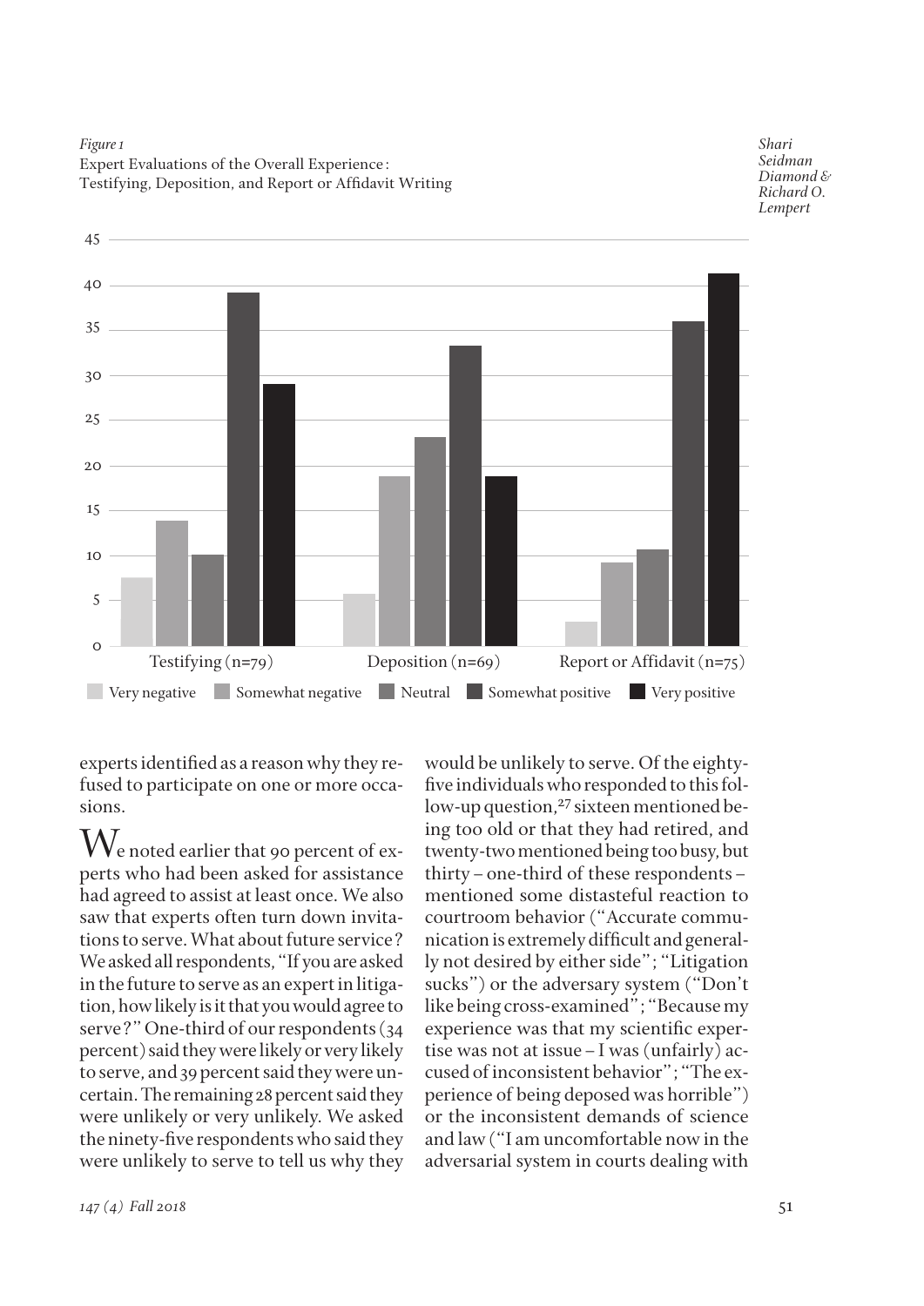*Figure 1*
Expert Evaluations of the Overall Experience: Testifying, Deposition, and Report or Affidavit Writing

experts identified as a reason why they refused to participate on one or more occasions.

We noted earlier that 90 percent of experts who had been asked for assistance had agreed to assist at least once. We also saw that experts often turn down invitations to serve. What about future service? We asked all respondents, "If you are asked in the future to serve as an expert in litigation, how likely is it that you would agree to serve?" One-third of our respondents (34 percent) said they were likely or very likely to serve, and 39 percent said they were uncertain. The remaining 28 percent said they were unlikely or very unlikely. We asked the ninety-five respondents who said they were unlikely to serve to tell us why they would be unlikely to serve. Of the eighty-five individuals who responded to this follow-up question,[27] sixteen mentioned being too old or that they had retired, and twenty-two mentioned being too busy, but thirty – one-third of these respondents – mentioned some distasteful reaction to courtroom behavior ("Accurate communication is extremely difficult and generally not desired by either side"; "Litigation sucks") or the adversary system ("Don't like being cross-examined"; "Because my experience was that my scientific expertise was not at issue – I was (unfairly) accused of inconsistent behavior"; "The experience of being deposed was horrible") or the inconsistent demands of science and law ("I am uncomfortable now in the adversarial system in courts dealing with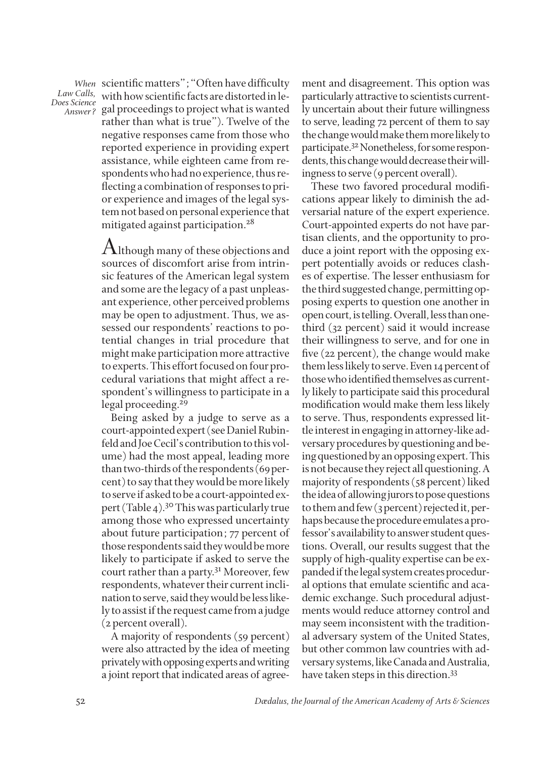scientific matters"; "Often have difficulty with how scientific facts are distorted in legal proceedings to project what is wanted rather than what is true"). Twelve of the negative responses came from those who reported experience in providing expert assistance, while eighteen came from respondents who had no experience, thus reflecting a combination of responses to prior experience and images of the legal system not based on personal experience that mitigated against participation.[28]

Although many of these objections and sources of discomfort arise from intrinsic features of the American legal system and some are the legacy of a past unpleasant experience, other perceived problems may be open to adjustment. Thus, we assessed our respondents' reactions to potential changes in trial procedure that might make participation more attractive to experts. This effort focused on four procedural variations that might affect a respondent's willingness to participate in a legal proceeding.[29]

Being asked by a judge to serve as a court-appointed expert (see Daniel Rubinfeld and Joe Cecil's contribution to this volume) had the most appeal, leading more than two-thirds of the respondents (69 percent) to say that they would be more likely to serve if asked to be a court-appointed expert (Table 4).[30] This was particularly true among those who expressed uncertainty about future participation; 77 percent of those respondents said they would be more likely to participate if asked to serve the court rather than a party.[31] Moreover, few respondents, whatever their current inclination to serve, said they would be less likely to assist if the request came from a judge (2 percent overall).

A majority of respondents (59 percent) were also attracted by the idea of meeting privately with opposing experts and writing a joint report that indicated areas of agreement and disagreement. This option was particularly attractive to scientists currently uncertain about their future willingness to serve, leading 72 percent of them to say the change would make them more likely to participate.[32] Nonetheless, for some respondents, this change would decrease their willingness to serve (9 percent overall).

These two favored procedural modifications appear likely to diminish the adversarial nature of the expert experience. Court-appointed experts do not have partisan clients, and the opportunity to produce a joint report with the opposing expert potentially avoids or reduces clashes of expertise. The lesser enthusiasm for the third suggested change, permitting opposing experts to question one another in open court, is telling. Overall, less than one-third (32 percent) said it would increase their willingness to serve, and for one in five (22 percent), the change would make them less likely to serve. Even 14 percent of those who identified themselves as currently likely to participate said this procedural modification would make them less likely to serve. Thus, respondents expressed little interest in engaging in attorney-like adversary procedures by questioning and being questioned by an opposing expert. This is not because they reject all questioning. A majority of respondents (58 percent) liked the idea of allowing jurors to pose questions to them and few (3 percent) rejected it, perhaps because the procedure emulates a professor's availability to answer student questions. Overall, our results suggest that the supply of high-quality expertise can be expanded if the legal system creates procedural options that emulate scientific and academic exchange. Such procedural adjustments would reduce attorney control and may seem inconsistent with the traditional adversary system of the United States, but other common law countries with adversary systems, like Canada and Australia, have taken steps in this direction.[33]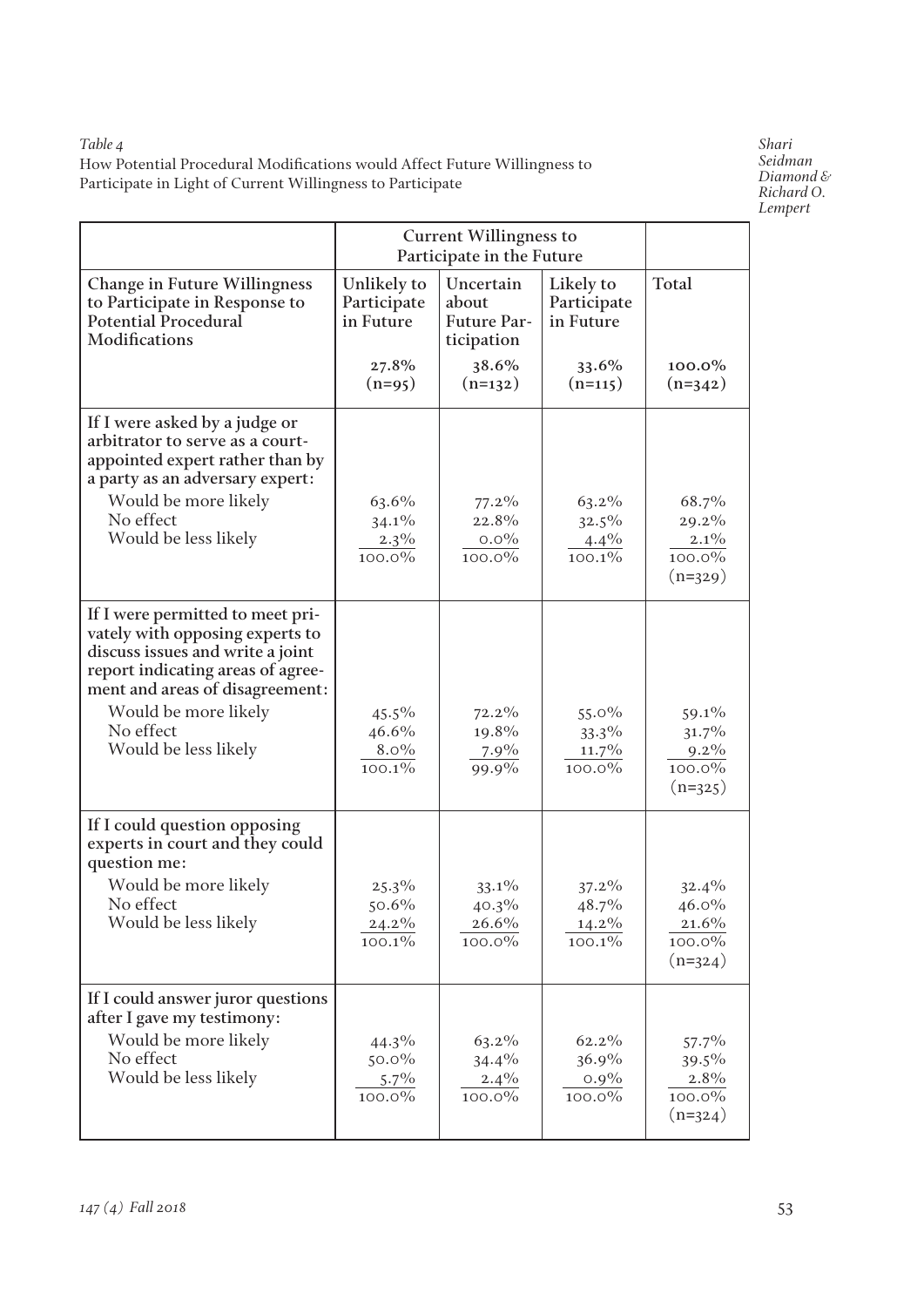*Table 4*
How Potential Procedural Modifications would Affect Future Willingness to Participate in Light of Current Willingness to Participate

| | Current Willingness to Participate in the Future | | | |
|---|---|---|---|---|
| **Change in Future Willingness to Participate in Response to Potential Procedural Modifications** | **Unlikely to Participate in Future** | **Uncertain about Future Participation** | **Likely to Participate in Future** | **Total** |
| | 27.8% (n=95) | 38.6% (n=132) | 33.6% (n=115) | 100.0% (n=342) |
| **If I were asked by a judge or arbitrator to serve as a court-appointed expert rather than by a party as an adversary expert:** | | | | |
| Would be more likely | 63.6% | 77.2% | 63.2% | 68.7% |
| No effect | 34.1% | 22.8% | 32.5% | 29.2% |
| Would be less likely | 2.3% | 0.0% | 4.4% | 2.1% |
| | 100.0% | 100.0% | 100.1% | 100.0% (n=329) |
| **If I were permitted to meet privately with opposing experts to discuss issues and write a joint report indicating areas of agreement and areas of disagreement:** | | | | |
| Would be more likely | 45.5% | 72.2% | 55.0% | 59.1% |
| No effect | 46.6% | 19.8% | 33.3% | 31.7% |
| Would be less likely | 8.0% | 7.9% | 11.7% | 9.2% |
| | 100.1% | 99.9% | 100.0% | 100.0% (n=325) |
| **If I could question opposing experts in court and they could question me:** | | | | |
| Would be more likely | 25.3% | 33.1% | 37.2% | 32.4% |
| No effect | 50.6% | 40.3% | 48.7% | 46.0% |
| Would be less likely | 24.2% | 26.6% | 14.2% | 21.6% |
| | 100.1% | 100.0% | 100.1% | 100.0% (n=324) |
| **If I could answer juror questions after I gave my testimony:** | | | | |
| Would be more likely | 44.3% | 63.2% | 62.2% | 57.7% |
| No effect | 50.0% | 34.4% | 36.9% | 39.5% |
| Would be less likely | 5.7% | 2.4% | 0.9% | 2.8% |
| | 100.0% | 100.0% | 100.0% | 100.0% (n=324) |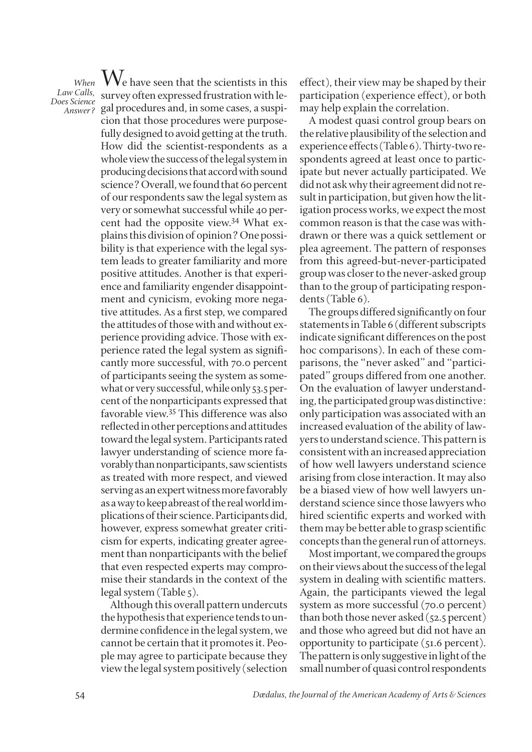We have seen that the scientists in this survey often expressed frustration with legal procedures and, in some cases, a suspicion that those procedures were purposefully designed to avoid getting at the truth. How did the scientist-respondents as a whole view the success of the legal system in producing decisions that accord with sound science? Overall, we found that 60 percent of our respondents saw the legal system as very or somewhat successful while 40 percent had the opposite view.[34] What explains this division of opinion? One possibility is that experience with the legal system leads to greater familiarity and more positive attitudes. Another is that experience and familiarity engender disappointment and cynicism, evoking more negative attitudes. As a first step, we compared the attitudes of those with and without experience providing advice. Those with experience rated the legal system as significantly more successful, with 70.0 percent of participants seeing the system as somewhat or very successful, while only 53.5 percent of the nonparticipants expressed that favorable view.[35] This difference was also reflected in other perceptions and attitudes toward the legal system. Participants rated lawyer understanding of science more favorably than nonparticipants, saw scientists as treated with more respect, and viewed serving as an expert witness more favorably as a way to keep abreast of the real world implications of their science. Participants did, however, express somewhat greater criticism for experts, indicating greater agreement than nonparticipants with the belief that even respected experts may compromise their standards in the context of the legal system (Table 5).

Although this overall pattern undercuts the hypothesis that experience tends to undermine confidence in the legal system, we cannot be certain that it promotes it. People may agree to participate because they view the legal system positively (selection effect), their view may be shaped by their participation (experience effect), or both may help explain the correlation.

A modest quasi control group bears on the relative plausibility of the selection and experience effects (Table 6). Thirty-two respondents agreed at least once to participate but never actually participated. We did not ask why their agreement did not result in participation, but given how the litigation process works, we expect the most common reason is that the case was withdrawn or there was a quick settlement or plea agreement. The pattern of responses from this agreed-but-never-participated group was closer to the never-asked group than to the group of participating respondents (Table 6).

The groups differed significantly on four statements in Table 6 (different subscripts indicate significant differences on the post hoc comparisons). In each of these comparisons, the "never asked" and "participated" groups differed from one another. On the evaluation of lawyer understanding, the participated group was distinctive: only participation was associated with an increased evaluation of the ability of lawyers to understand science. This pattern is consistent with an increased appreciation of how well lawyers understand science arising from close interaction. It may also be a biased view of how well lawyers understand science since those lawyers who hired scientific experts and worked with them may be better able to grasp scientific concepts than the general run of attorneys.

Most important, we compared the groups on their views about the success of the legal system in dealing with scientific matters. Again, the participants viewed the legal system as more successful (70.0 percent) than both those never asked (52.5 percent) and those who agreed but did not have an opportunity to participate (51.6 percent). The pattern is only suggestive in light of the small number of quasi control respondents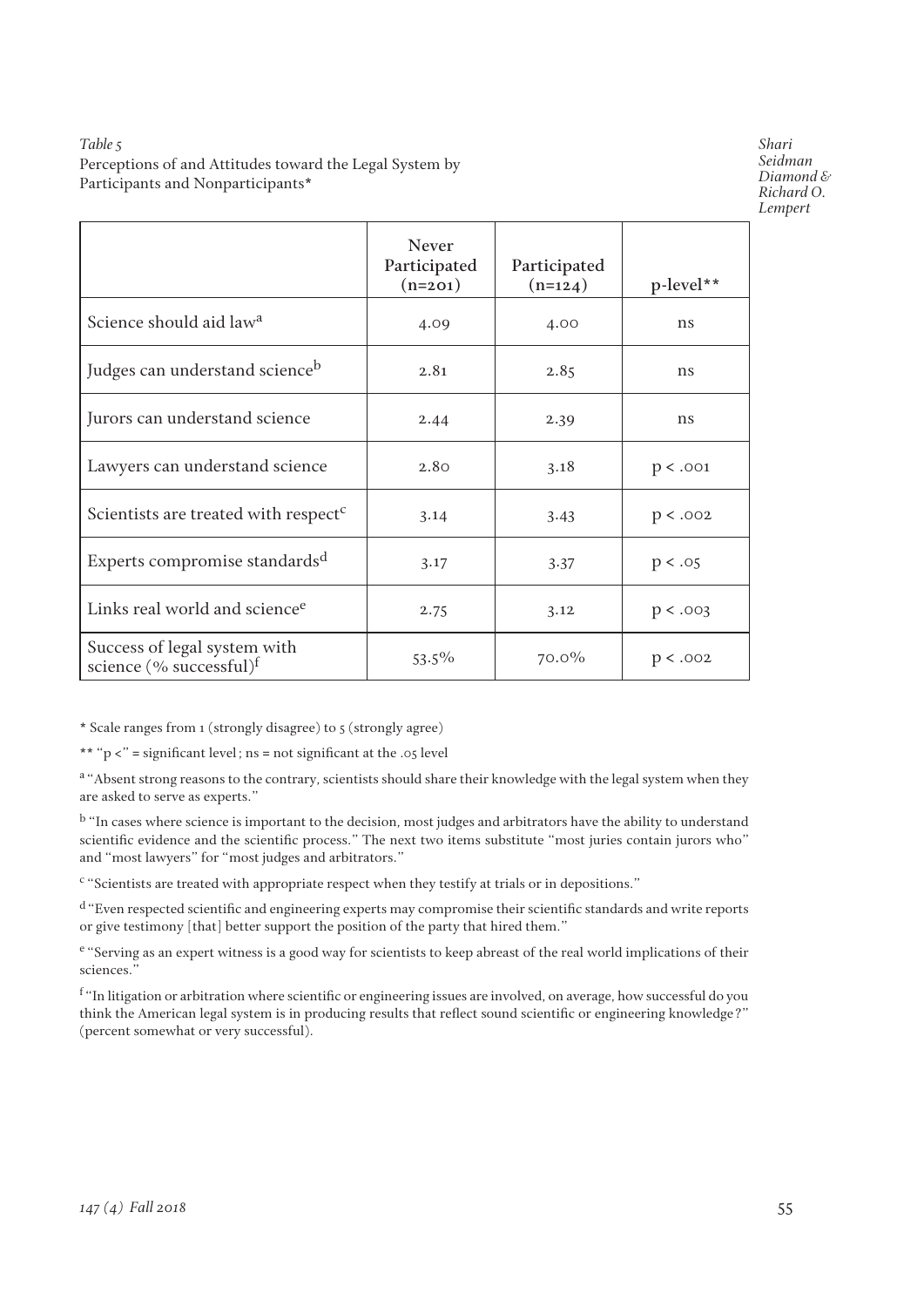*Table 5*
Perceptions of and Attitudes toward the Legal System by Participants and Nonparticipants*

| | Never Participated (n=201) | Participated (n=124) | p-level** |
|---|---|---|---|
| Science should aid law[a] | 4.09 | 4.00 | ns |
| Judges can understand science[b] | 2.81 | 2.85 | ns |
| Jurors can understand science | 2.44 | 2.39 | ns |
| Lawyers can understand science | 2.80 | 3.18 | $p < .001$ |
| Scientists are treated with respect[c] | 3.14 | 3.43 | $p < .002$ |
| Experts compromise standards[d] | 3.17 | 3.37 | $p < .05$ |
| Links real world and science[e] | 2.75 | 3.12 | $p < .003$ |
| Success of legal system with science (% successful)[f] | 53.5% | 70.0% | $p < .002$ |

* Scale ranges from 1 (strongly disagree) to 5 (strongly agree)

** "p <" = significant level; ns = not significant at the .05 level

[a] "Absent strong reasons to the contrary, scientists should share their knowledge with the legal system when they are asked to serve as experts."

[b] "In cases where science is important to the decision, most judges and arbitrators have the ability to understand scientific evidence and the scientific process." The next two items substitute "most juries contain jurors who" and "most lawyers" for "most judges and arbitrators."

[c] "Scientists are treated with appropriate respect when they testify at trials or in depositions."

[d] "Even respected scientific and engineering experts may compromise their scientific standards and write reports or give testimony [that] better support the position of the party that hired them."

[e] "Serving as an expert witness is a good way for scientists to keep abreast of the real world implications of their sciences."

[f] "In litigation or arbitration where scientific or engineering issues are involved, on average, how successful do you think the American legal system is in producing results that reflect sound scientific or engineering knowledge?" (percent somewhat or very successful).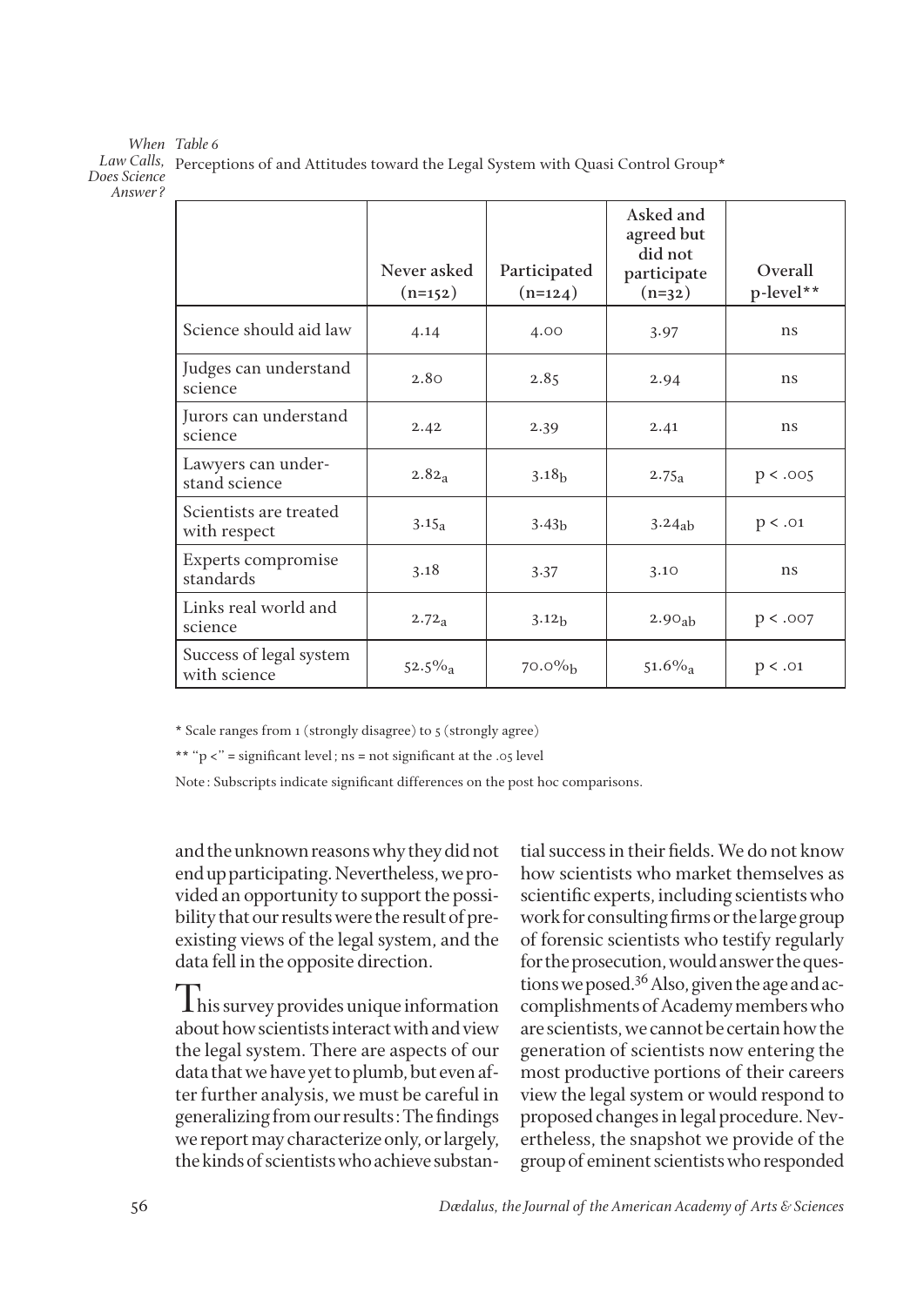*Table 6*

Perceptions of and Attitudes toward the Legal System with Quasi Control Group*

| | Never asked (n=152) | Participated (n=124) | Asked and agreed but did not participate (n=32) | Overall p-level** |
|---|---|---|---|---|
| Science should aid law | 4.14 | 4.00 | 3.97 | ns |
| Judges can understand science | 2.80 | 2.85 | 2.94 | ns |
| Jurors can understand science | 2.42 | 2.39 | 2.41 | ns |
| Lawyers can understand science | $2.82_a$ | $3.18_b$ | $2.75_a$ | $p < .005$ |
| Scientists are treated with respect | $3.15_a$ | $3.43_b$ | $3.24_{ab}$ | $p < .01$ |
| Experts compromise standards | 3.18 | 3.37 | 3.10 | ns |
| Links real world and science | $2.72_a$ | $3.12_b$ | $2.90_{ab}$ | $p < .007$ |
| Success of legal system with science | $52.5\%_a$ | $70.0\%_b$ | $51.6\%_a$ | $p < .01$ |

* Scale ranges from 1 (strongly disagree) to 5 (strongly agree)

** "p <" = significant level; ns = not significant at the .05 level

Note: Subscripts indicate significant differences on the post hoc comparisons.

and the unknown reasons why they did not end up participating. Nevertheless, we provided an opportunity to support the possibility that our results were the result of preexisting views of the legal system, and the data fell in the opposite direction.

This survey provides unique information about how scientists interact with and view the legal system. There are aspects of our data that we have yet to plumb, but even after further analysis, we must be careful in generalizing from our results: The findings we report may characterize only, or largely, the kinds of scientists who achieve substantial success in their fields. We do not know how scientists who market themselves as scientific experts, including scientists who work for consulting firms or the large group of forensic scientists who testify regularly for the prosecution, would answer the questions we posed.[36] Also, given the age and accomplishments of Academy members who are scientists, we cannot be certain how the generation of scientists now entering the most productive portions of their careers view the legal system or would respond to proposed changes in legal procedure. Nevertheless, the snapshot we provide of the group of eminent scientists who responded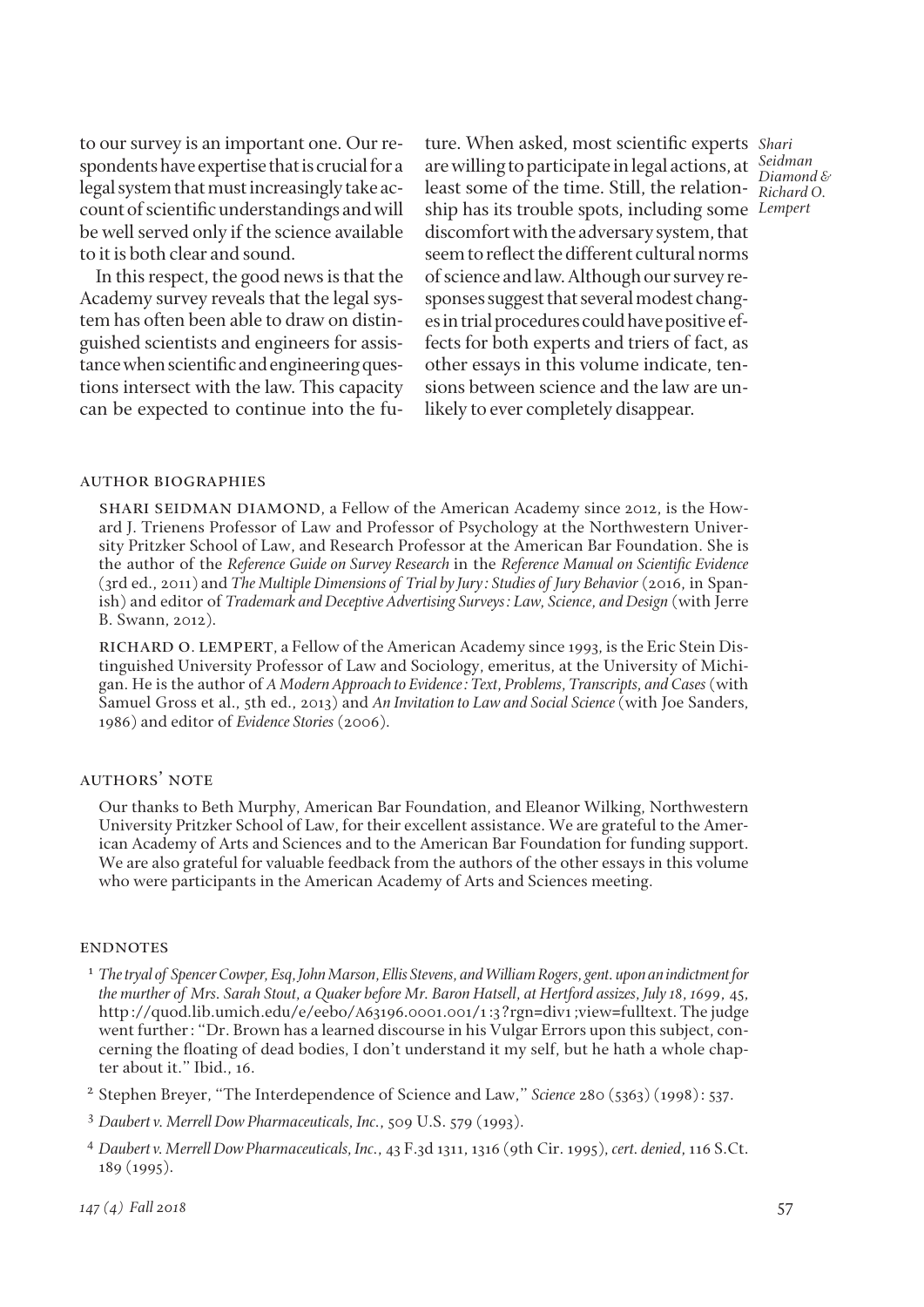to our survey is an important one. Our respondents have expertise that is crucial for a legal system that must increasingly take account of scientific understandings and will be well served only if the science available to it is both clear and sound.

In this respect, the good news is that the Academy survey reveals that the legal system has often been able to draw on distinguished scientists and engineers for assistance when scientific and engineering questions intersect with the law. This capacity can be expected to continue into the future. When asked, most scientific experts are willing to participate in legal actions, at least some of the time. Still, the relationship has its trouble spots, including some discomfort with the adversary system, that seem to reflect the different cultural norms of science and law. Although our survey responses suggest that several modest changes in trial procedures could have positive effects for both experts and triers of fact, as other essays in this volume indicate, tensions between science and the law are unlikely to ever completely disappear.

## AUTHOR BIOGRAPHIES

SHARI SEIDMAN DIAMOND, a Fellow of the American Academy since 2012, is the Howard J. Trienens Professor of Law and Professor of Psychology at the Northwestern University Pritzker School of Law, and Research Professor at the American Bar Foundation. She is the author of the *Reference Guide on Survey Research* in the *Reference Manual on Scientific Evidence* (3rd ed., 2011) and *The Multiple Dimensions of Trial by Jury: Studies of Jury Behavior* (2016, in Spanish) and editor of *Trademark and Deceptive Advertising Surveys: Law, Science, and Design* (with Jerre B. Swann, 2012).

RICHARD O. LEMPERT, a Fellow of the American Academy since 1993, is the Eric Stein Distinguished University Professor of Law and Sociology, emeritus, at the University of Michigan. He is the author of *A Modern Approach to Evidence: Text, Problems, Transcripts, and Cases* (with Samuel Gross et al., 5th ed., 2013) and *An Invitation to Law and Social Science* (with Joe Sanders, 1986) and editor of *Evidence Stories* (2006).

## AUTHORS' NOTE

Our thanks to Beth Murphy, American Bar Foundation, and Eleanor Wilking, Northwestern University Pritzker School of Law, for their excellent assistance. We are grateful to the American Academy of Arts and Sciences and to the American Bar Foundation for funding support. We are also grateful for valuable feedback from the authors of the other essays in this volume who were participants in the American Academy of Arts and Sciences meeting.

## ENDNOTES

[1] *The tryal of Spencer Cowper, Esq, John Marson, Ellis Stevens, and William Rogers, gent. upon an indictment for the murther of Mrs. Sarah Stout, a Quaker before Mr. Baron Hatsell, at Hertford assizes, July 18, 1699*, 45, http://quod.lib.umich.edu/e/eebo/A63196.0001.001/1:3?rgn=div1;view=fulltext. The judge went further: "Dr. Brown has a learned discourse in his Vulgar Errors upon this subject, concerning the floating of dead bodies, I don't understand it my self, but he hath a whole chapter about it." Ibid., 16.

[2] Stephen Breyer, "The Interdependence of Science and Law," *Science* 280 (5363) (1998): 537.

[3] *Daubert v. Merrell Dow Pharmaceuticals, Inc.*, 509 U.S. 579 (1993).

[4] *Daubert v. Merrell Dow Pharmaceuticals, Inc.*, 43 F.3d 1311, 1316 (9th Cir. 1995), *cert. denied*, 116 S.Ct. 189 (1995).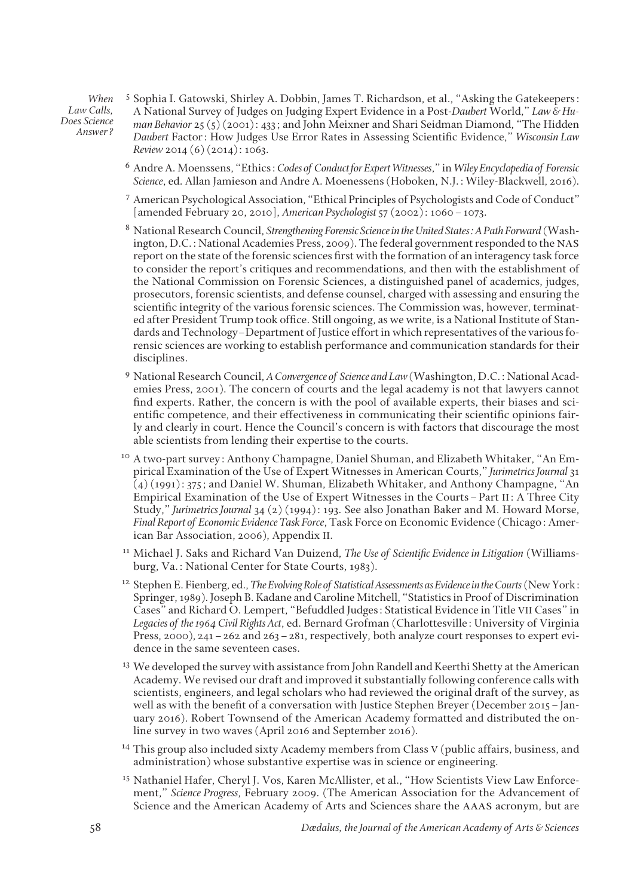[5] Sophia I. Gatowski, Shirley A. Dobbin, James T. Richardson, et al., "Asking the Gatekeepers: A National Survey of Judges on Judging Expert Evidence in a Post-*Daubert* World," *Law & Human Behavior* 25 (5) (2001): 433; and John Meixner and Shari Seidman Diamond, "The Hidden *Daubert* Factor: How Judges Use Error Rates in Assessing Scientific Evidence," *Wisconsin Law Review* 2014 (6) (2014): 1063.

[6] Andre A. Moenssens, "Ethics: *Codes of Conduct for Expert Witnesses*," in *Wiley Encyclopedia of Forensic Science*, ed. Allan Jamieson and Andre A. Moenessens (Hoboken, N.J.: Wiley-Blackwell, 2016).

[7] American Psychological Association, "Ethical Principles of Psychologists and Code of Conduct" [amended February 20, 2010], *American Psychologist* 57 (2002): 1060–1073.

[8] National Research Council, *Strengthening Forensic Science in the United States: A Path Forward* (Washington, D.C.: National Academies Press, 2009). The federal government responded to the NAS report on the state of the forensic sciences first with the formation of an interagency task force to consider the report's critiques and recommendations, and then with the establishment of the National Commission on Forensic Sciences, a distinguished panel of academics, judges, prosecutors, forensic scientists, and defense counsel, charged with assessing and ensuring the scientific integrity of the various forensic sciences. The Commission was, however, terminated after President Trump took office. Still ongoing, as we write, is a National Institute of Standards and Technology–Department of Justice effort in which representatives of the various forensic sciences are working to establish performance and communication standards for their disciplines.

[9] National Research Council, *A Convergence of Science and Law* (Washington, D.C.: National Academies Press, 2001). The concern of courts and the legal academy is not that lawyers cannot find experts. Rather, the concern is with the pool of available experts, their biases and scientific competence, and their effectiveness in communicating their scientific opinions fairly and clearly in court. Hence the Council's concern is with factors that discourage the most able scientists from lending their expertise to the courts.

[10] A two-part survey: Anthony Champagne, Daniel Shuman, and Elizabeth Whitaker, "An Empirical Examination of the Use of Expert Witnesses in American Courts," *Jurimetrics Journal* 31 (4) (1991): 375; and Daniel W. Shuman, Elizabeth Whitaker, and Anthony Champagne, "An Empirical Examination of the Use of Expert Witnesses in the Courts – Part II: A Three City Study," *Jurimetrics Journal* 34 (2) (1994): 193. See also Jonathan Baker and M. Howard Morse, *Final Report of Economic Evidence Task Force*, Task Force on Economic Evidence (Chicago: American Bar Association, 2006), Appendix II.

[11] Michael J. Saks and Richard Van Duizend, *The Use of Scientific Evidence in Litigation* (Williamsburg, Va.: National Center for State Courts, 1983).

[12] Stephen E. Fienberg, ed., *The Evolving Role of Statistical Assessments as Evidence in the Courts* (New York: Springer, 1989). Joseph B. Kadane and Caroline Mitchell, "Statistics in Proof of Discrimination Cases" and Richard O. Lempert, "Befuddled Judges: Statistical Evidence in Title VII Cases" in *Legacies of the 1964 Civil Rights Act*, ed. Bernard Grofman (Charlottesville: University of Virginia Press, 2000), 241–262 and 263–281, respectively, both analyze court responses to expert evidence in the same seventeen cases.

[13] We developed the survey with assistance from John Randell and Keerthi Shetty at the American Academy. We revised our draft and improved it substantially following conference calls with scientists, engineers, and legal scholars who had reviewed the original draft of the survey, as well as with the benefit of a conversation with Justice Stephen Breyer (December 2015–January 2016). Robert Townsend of the American Academy formatted and distributed the online survey in two waves (April 2016 and September 2016).

[14] This group also included sixty Academy members from Class V (public affairs, business, and administration) whose substantive expertise was in science or engineering.

[15] Nathaniel Hafer, Cheryl J. Vos, Karen McAllister, et al., "How Scientists View Law Enforcement," *Science Progress*, February 2009. (The American Association for the Advancement of Science and the American Academy of Arts and Sciences share the AAAS acronym, but are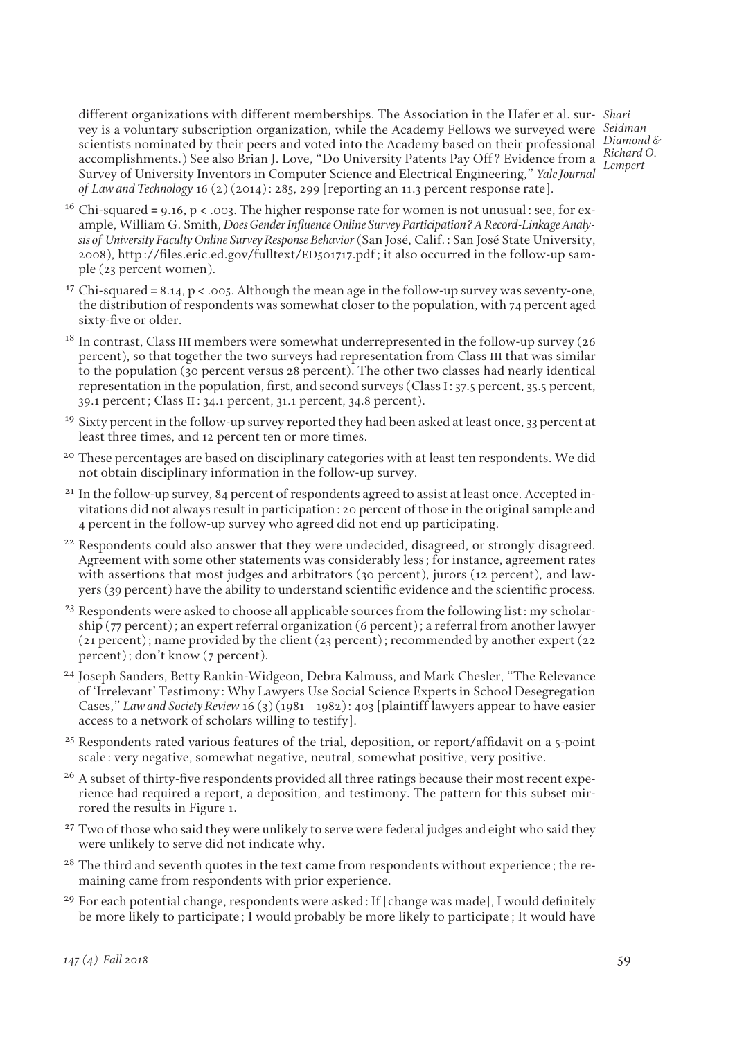different organizations with different memberships. The Association in the Hafer et al. survey is a voluntary subscription organization, while the Academy Fellows we surveyed were scientists nominated by their peers and voted into the Academy based on their professional accomplishments.) See also Brian J. Love, "Do University Patents Pay Off? Evidence from a Survey of University Inventors in Computer Science and Electrical Engineering," *Yale Journal of Law and Technology* 16 (2) (2014): 285, 299 [reporting an 11.3 percent response rate].

[16] Chi-squared = 9.16, $p < .003$. The higher response rate for women is not unusual: see, for example, William G. Smith, *Does Gender Influence Online Survey Participation? A Record-Linkage Analysis of University Faculty Online Survey Response Behavior* (San José, Calif.: San José State University, 2008), http://files.eric.ed.gov/fulltext/ED501717.pdf; it also occurred in the follow-up sample (23 percent women).

[17] Chi-squared = 8.14, $p < .005$. Although the mean age in the follow-up survey was seventy-one, the distribution of respondents was somewhat closer to the population, with 74 percent aged sixty-five or older.

[18] In contrast, Class III members were somewhat underrepresented in the follow-up survey (26 percent), so that together the two surveys had representation from Class III that was similar to the population (30 percent versus 28 percent). The other two classes had nearly identical representation in the population, first, and second surveys (Class I: 37.5 percent, 35.5 percent, 39.1 percent; Class II: 34.1 percent, 31.1 percent, 34.8 percent).

[19] Sixty percent in the follow-up survey reported they had been asked at least once, 33 percent at least three times, and 12 percent ten or more times.

[20] These percentages are based on disciplinary categories with at least ten respondents. We did not obtain disciplinary information in the follow-up survey.

[21] In the follow-up survey, 84 percent of respondents agreed to assist at least once. Accepted invitations did not always result in participation: 20 percent of those in the original sample and 4 percent in the follow-up survey who agreed did not end up participating.

[22] Respondents could also answer that they were undecided, disagreed, or strongly disagreed. Agreement with some other statements was considerably less; for instance, agreement rates with assertions that most judges and arbitrators (30 percent), jurors (12 percent), and lawyers (39 percent) have the ability to understand scientific evidence and the scientific process.

[23] Respondents were asked to choose all applicable sources from the following list: my scholarship (77 percent); an expert referral organization (6 percent); a referral from another lawyer (21 percent); name provided by the client (23 percent); recommended by another expert (22 percent); don't know (7 percent).

[24] Joseph Sanders, Betty Rankin-Widgeon, Debra Kalmuss, and Mark Chesler, "The Relevance of 'Irrelevant' Testimony: Why Lawyers Use Social Science Experts in School Desegregation Cases," *Law and Society Review* 16 (3) (1981–1982): 403 [plaintiff lawyers appear to have easier access to a network of scholars willing to testify].

[25] Respondents rated various features of the trial, deposition, or report/affidavit on a 5-point scale: very negative, somewhat negative, neutral, somewhat positive, very positive.

[26] A subset of thirty-five respondents provided all three ratings because their most recent experience had required a report, a deposition, and testimony. The pattern for this subset mirrored the results in Figure 1.

[27] Two of those who said they were unlikely to serve were federal judges and eight who said they were unlikely to serve did not indicate why.

[28] The third and seventh quotes in the text came from respondents without experience; the remaining came from respondents with prior experience.

[29] For each potential change, respondents were asked: If [change was made], I would definitely be more likely to participate; I would probably be more likely to participate; It would have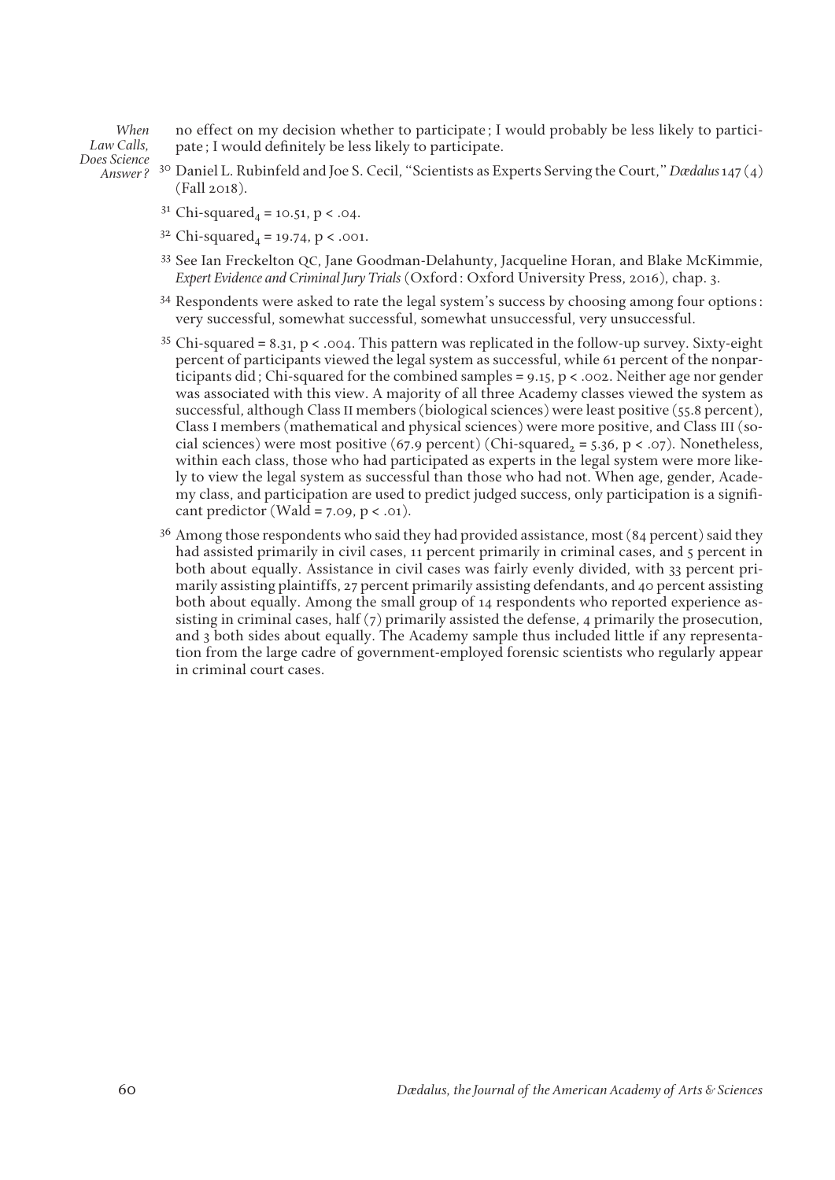no effect on my decision whether to participate; I would probably be less likely to participate; I would definitely be less likely to participate.

30 Daniel L. Rubinfeld and Joe S. Cecil, "Scientists as Experts Serving the Court," *Dædalus* 147 (4) (Fall 2018).

31 Chi-squared$_4$ = 10.51, $p < .04$.

32 Chi-squared$_4$ = 19.74, $p < .001$.

33 See Ian Freckelton QC, Jane Goodman-Delahunty, Jacqueline Horan, and Blake McKimmie, *Expert Evidence and Criminal Jury Trials* (Oxford: Oxford University Press, 2016), chap. 3.

34 Respondents were asked to rate the legal system's success by choosing among four options: very successful, somewhat successful, somewhat unsuccessful, very unsuccessful.

35 Chi-squared = 8.31, $p < .004$. This pattern was replicated in the follow-up survey. Sixty-eight percent of participants viewed the legal system as successful, while 61 percent of the nonparticipants did; Chi-squared for the combined samples = 9.15, $p < .002$. Neither age nor gender was associated with this view. A majority of all three Academy classes viewed the system as successful, although Class II members (biological sciences) were least positive (55.8 percent), Class I members (mathematical and physical sciences) were more positive, and Class III (social sciences) were most positive (67.9 percent) (Chi-squared$_2$ = 5.36, $p < .07$). Nonetheless, within each class, those who had participated as experts in the legal system were more likely to view the legal system as successful than those who had not. When age, gender, Academy class, and participation are used to predict judged success, only participation is a significant predictor (Wald = 7.09, $p < .01$).

36 Among those respondents who said they had provided assistance, most (84 percent) said they had assisted primarily in civil cases, 11 percent primarily in criminal cases, and 5 percent in both about equally. Assistance in civil cases was fairly evenly divided, with 33 percent primarily assisting plaintiffs, 27 percent primarily assisting defendants, and 40 percent assisting both about equally. Among the small group of 14 respondents who reported experience assisting in criminal cases, half (7) primarily assisted the defense, 4 primarily the prosecution, and 3 both sides about equally. The Academy sample thus included little if any representation from the large cadre of government-employed forensic scientists who regularly appear in criminal court cases.